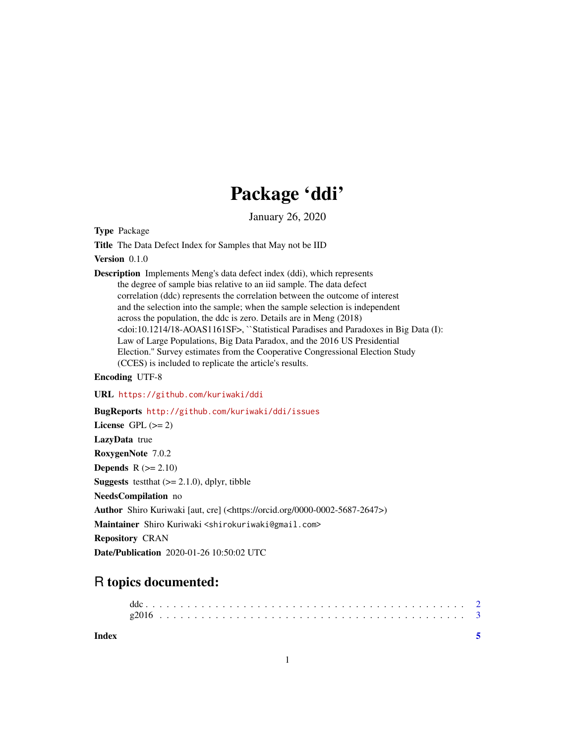# Package 'ddi'

January 26, 2020

**Type** Package

**Title** The Data Defect Index for Samples that May not be IID

**Version** 0.1.0

**Description** Implements Meng's data defect index (ddi), which represents the degree of sample bias relative to an iid sample. The data defect correlation (ddc) represents the correlation between the outcome of interest and the selection into the sample; when the sample selection is independent across the population, the ddc is zero. Details are in Meng (2018) <doi:10.1214/18-AOAS1161SF>, ``Statistical Paradises and Paradoxes in Big Data (I): Law of Large Populations, Big Data Paradox, and the 2016 US Presidential Election.'' Survey estimates from the Cooperative Congressional Election Study (CCES) is included to replicate the article's results.

**Encoding** UTF-8

**URL** https://github.com/kuriwaki/ddi

**BugReports** http://github.com/kuriwaki/ddi/issues

**License** GPL (>= 2)

**LazyData** true

**RoxygenNote** 7.0.2

**Depends** R (>= 2.10)

**Suggests** testthat (>= 2.1.0), dplyr, tibble

**NeedsCompilation** no

**Author** Shiro Kuriwaki [aut, cre] (<https://orcid.org/0000-0002-5687-2647>)

**Maintainer** Shiro Kuriwaki <shirokuriwaki@gmail.com>

**Repository** CRAN

**Date/Publication** 2020-01-26 10:50:02 UTC

## R topics documented:

ddc . . . . . . . . . . . . . . . . . . . . . . . . . . . . . . . . . . . . . . . . . . . 2
g2016 . . . . . . . . . . . . . . . . . . . . . . . . . . . . . . . . . . . . . . . . . 3

**Index** 5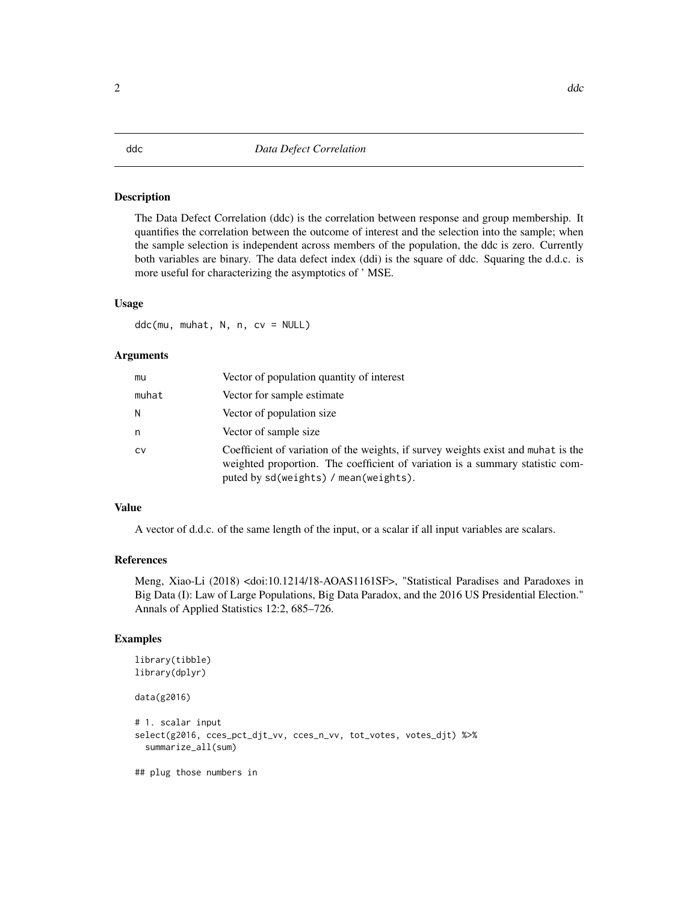# ddc — Data Defect Correlation

## Description

The Data Defect Correlation (ddc) is the correlation between response and group membership. It quantifies the correlation between the outcome of interest and the selection into the sample; when the sample selection is independent across members of the population, the ddc is zero. Currently both variables are binary. The data defect index (ddi) is the square of ddc. Squaring the d.d.c. is more useful for characterizing the asymptotics of ' MSE.

## Usage

```
ddc(mu, muhat, N, n, cv = NULL)
```

## Arguments

| | |
|---|---|
| mu | Vector of population quantity of interest |
| muhat | Vector for sample estimate |
| N | Vector of population size |
| n | Vector of sample size |
| cv | Coefficient of variation of the weights, if survey weights exist and muhat is the weighted proportion. The coefficient of variation is a summary statistic computed by sd(weights) / mean(weights). |

## Value

A vector of d.d.c. of the same length of the input, or a scalar if all input variables are scalars.

## References

Meng, Xiao-Li (2018) <doi:10.1214/18-AOAS1161SF>, "Statistical Paradises and Paradoxes in Big Data (I): Law of Large Populations, Big Data Paradox, and the 2016 US Presidential Election." Annals of Applied Statistics 12:2, 685–726.

## Examples

```
library(tibble)
library(dplyr)

data(g2016)

# 1. scalar input
select(g2016, cces_pct_djt_vv, cces_n_vv, tot_votes, votes_djt) %>%
  summarize_all(sum)

## plug those numbers in
```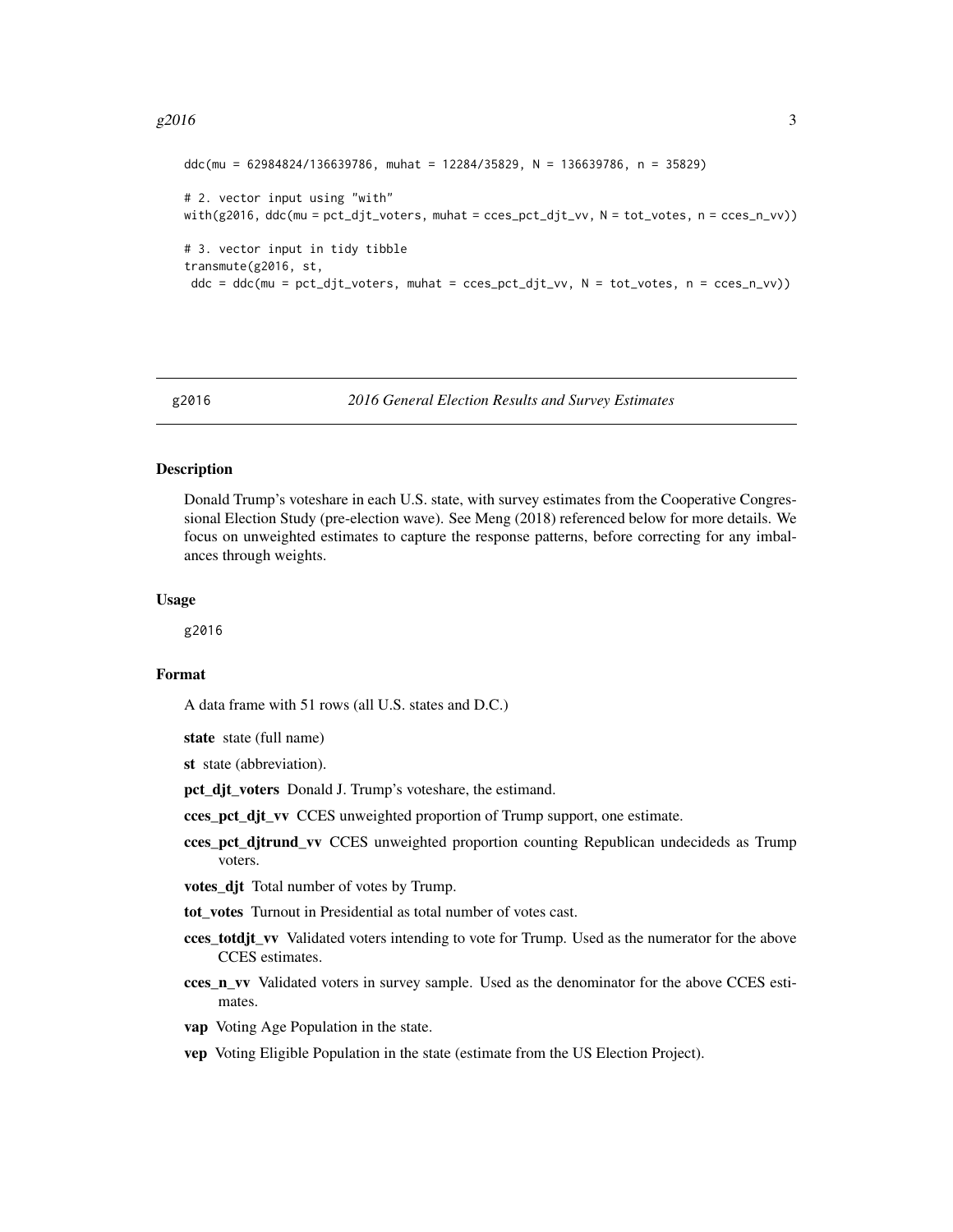```
ddc(mu = 62984824/136639786, muhat = 12284/35829, N = 136639786, n = 35829)

# 2. vector input using "with"
with(g2016, ddc(mu = pct_djt_voters, muhat = cces_pct_djt_vv, N = tot_votes, n = cces_n_vv))

# 3. vector input in tidy tibble
transmute(g2016, st,
 ddc = ddc(mu = pct_djt_voters, muhat = cces_pct_djt_vv, N = tot_votes, n = cces_n_vv))
```

## g2016 — *2016 General Election Results and Survey Estimates*

### Description

Donald Trump's voteshare in each U.S. state, with survey estimates from the Cooperative Congressional Election Study (pre-election wave). See Meng (2018) referenced below for more details. We focus on unweighted estimates to capture the response patterns, before correcting for any imbalances through weights.

### Usage

```
g2016
```

### Format

A data frame with 51 rows (all U.S. states and D.C.)

**state** state (full name)

**st** state (abbreviation).

**pct_djt_voters** Donald J. Trump's voteshare, the estimand.

**cces_pct_djt_vv** CCES unweighted proportion of Trump support, one estimate.

**cces_pct_djtrund_vv** CCES unweighted proportion counting Republican undecideds as Trump voters.

**votes_djt** Total number of votes by Trump.

**tot_votes** Turnout in Presidential as total number of votes cast.

**cces_totdjt_vv** Validated voters intending to vote for Trump. Used as the numerator for the above CCES estimates.

**cces_n_vv** Validated voters in survey sample. Used as the denominator for the above CCES estimates.

**vap** Voting Age Population in the state.

**vep** Voting Eligible Population in the state (estimate from the US Election Project).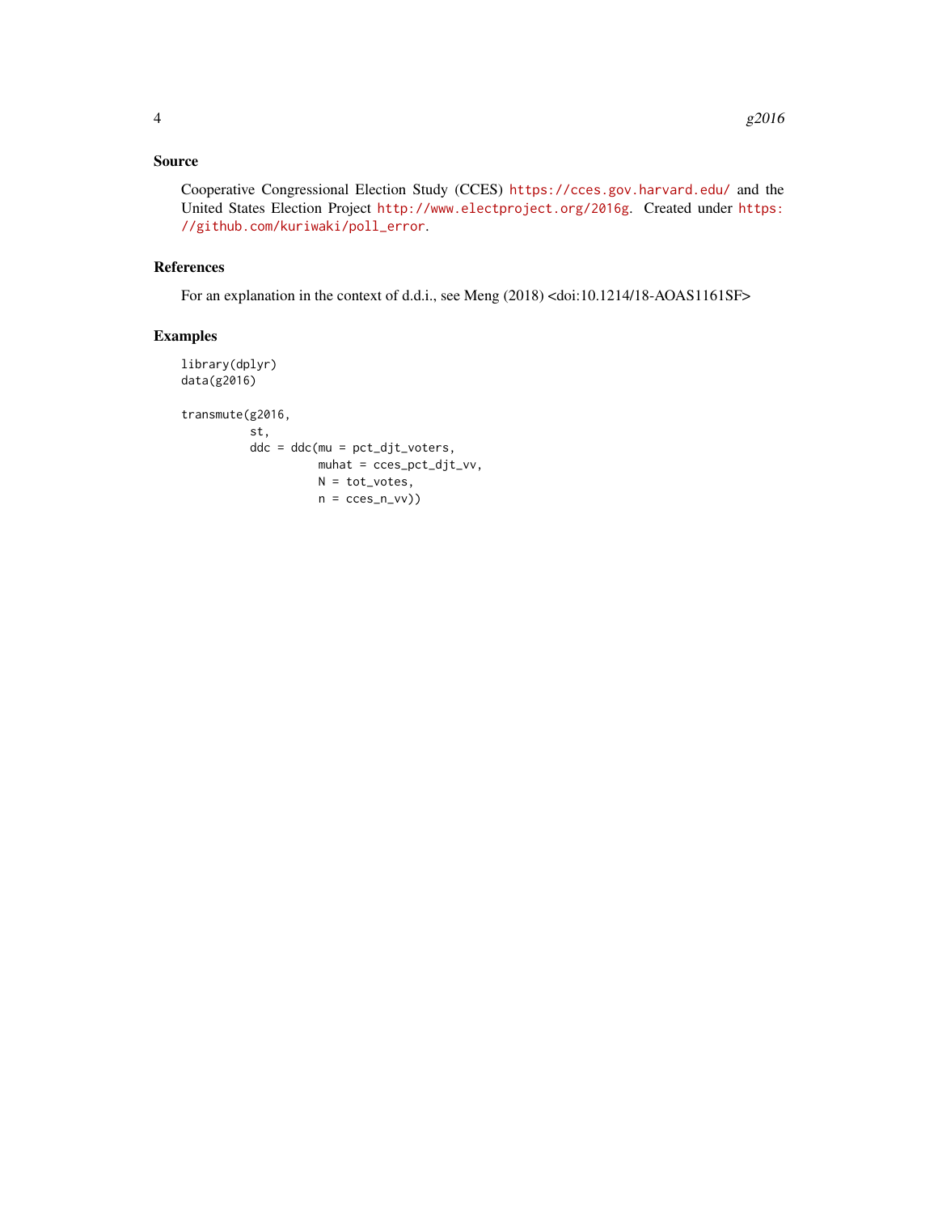## Source

Cooperative Congressional Election Study (CCES) https://cces.gov.harvard.edu/ and the United States Election Project http://www.electproject.org/2016g. Created under https://github.com/kuriwaki/poll_error.

## References

For an explanation in the context of d.d.i., see Meng (2018) <doi:10.1214/18-AOAS1161SF>

## Examples

```
library(dplyr)
data(g2016)

transmute(g2016,
          st,
          ddc = ddc(mu = pct_djt_voters,
                    muhat = cces_pct_djt_vv,
                    N = tot_votes,
                    n = cces_n_vv))
```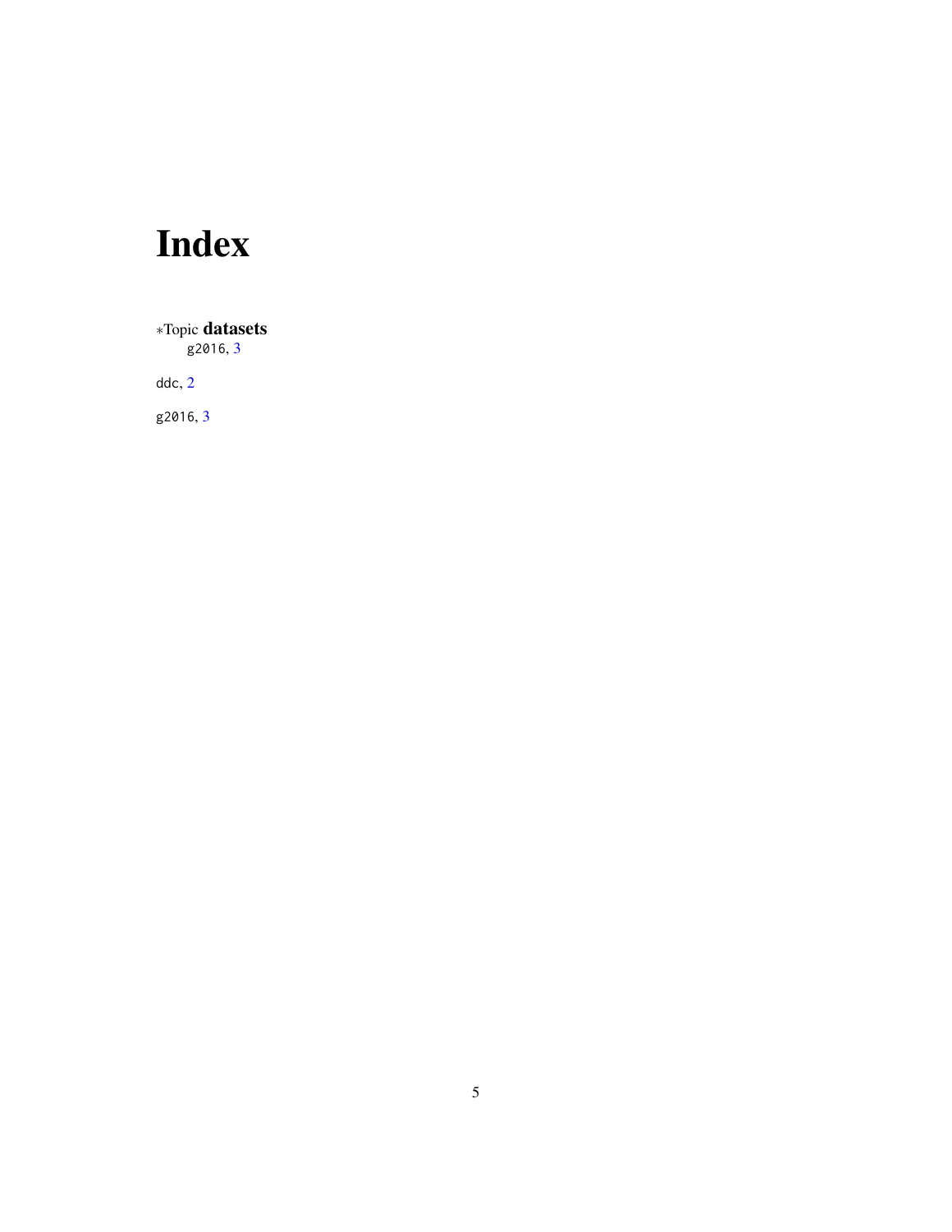# Index

*Topic **datasets**
    g2016, 3

ddc, 2

g2016, 3